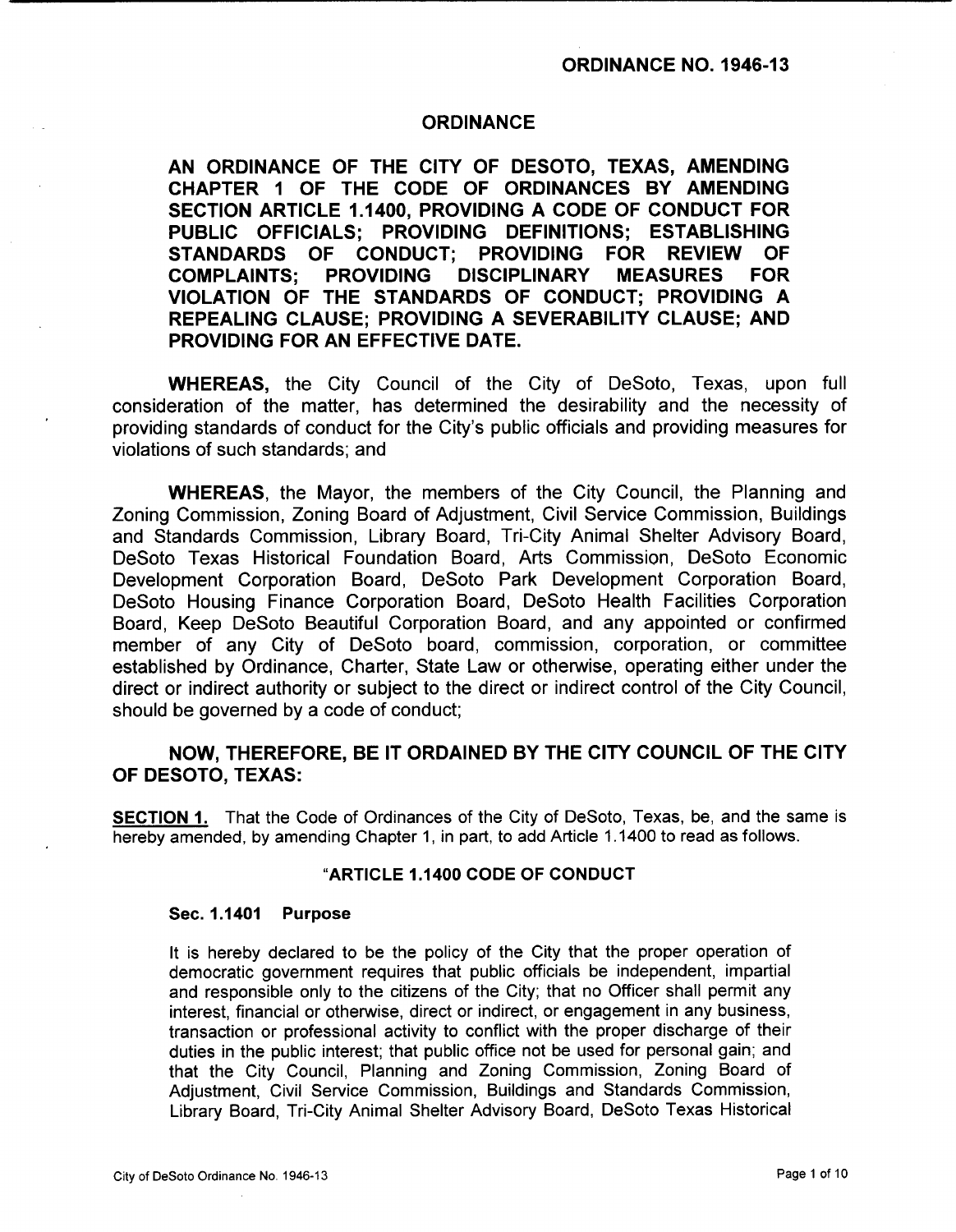**ORDINANCE NO. 1946-13**

# ORDINANCE

**AN ORDINANCE OF THE CITY OF DESOTO, TEXAS, AMENDING CHAPTER 1 OF THE CODE OF ORDINANCES BY AMENDING SECTION ARTICLE 1.1400, PROVIDING A CODE OF CONDUCT FOR PUBLIC OFFICIALS; PROVIDING DEFINITIONS; ESTABLISHING STANDARDS OF CONDUCT; PROVIDING FOR REVIEW OF COMPLAINTS; PROVIDING DISCIPLINARY MEASURES FOR VIOLATION OF THE STANDARDS OF CONDUCT; PROVIDING A REPEALING CLAUSE; PROVIDING A SEVERABILITY CLAUSE; AND PROVIDING FOR AN EFFECTIVE DATE.**

**WHEREAS,** the City Council of the City of DeSoto, Texas, upon full consideration of the matter, has determined the desirability and the necessity of providing standards of conduct for the City's public officials and providing measures for violations of such standards; and

**WHEREAS**, the Mayor, the members of the City Council, the Planning and Zoning Commission, Zoning Board of Adjustment, Civil Service Commission, Buildings and Standards Commission, Library Board, Tri-City Animal Shelter Advisory Board, DeSoto Texas Historical Foundation Board, Arts Commission, DeSoto Economic Development Corporation Board, DeSoto Park Development Corporation Board, DeSoto Housing Finance Corporation Board, DeSoto Health Facilities Corporation Board, Keep DeSoto Beautiful Corporation Board, and any appointed or confirmed member of any City of DeSoto board, commission, corporation, or committee established by Ordinance, Charter, State Law or otherwise, operating either under the direct or indirect authority or subject to the direct or indirect control of the City Council, should be governed by a code of conduct;

## NOW, THEREFORE, BE IT ORDAINED BY THE CITY COUNCIL OF THE CITY OF DESOTO, TEXAS:

**SECTION 1.** That the Code of Ordinances of the City of DeSoto, Texas, be, and the same is hereby amended, by amending Chapter 1, in part, to add Article 1.1400 to read as follows.

### "ARTICLE 1.1400 CODE OF CONDUCT

#### Sec. 1.1401 Purpose

It is hereby declared to be the policy of the City that the proper operation of democratic government requires that public officials be independent, impartial and responsible only to the citizens of the City; that no Officer shall permit any interest, financial or otherwise, direct or indirect, or engagement in any business, transaction or professional activity to conflict with the proper discharge of their duties in the public interest; that public office not be used for personal gain; and that the City Council, Planning and Zoning Commission, Zoning Board of Adjustment, Civil Service Commission, Buildings and Standards Commission, Library Board, Tri-City Animal Shelter Advisory Board, DeSoto Texas Historical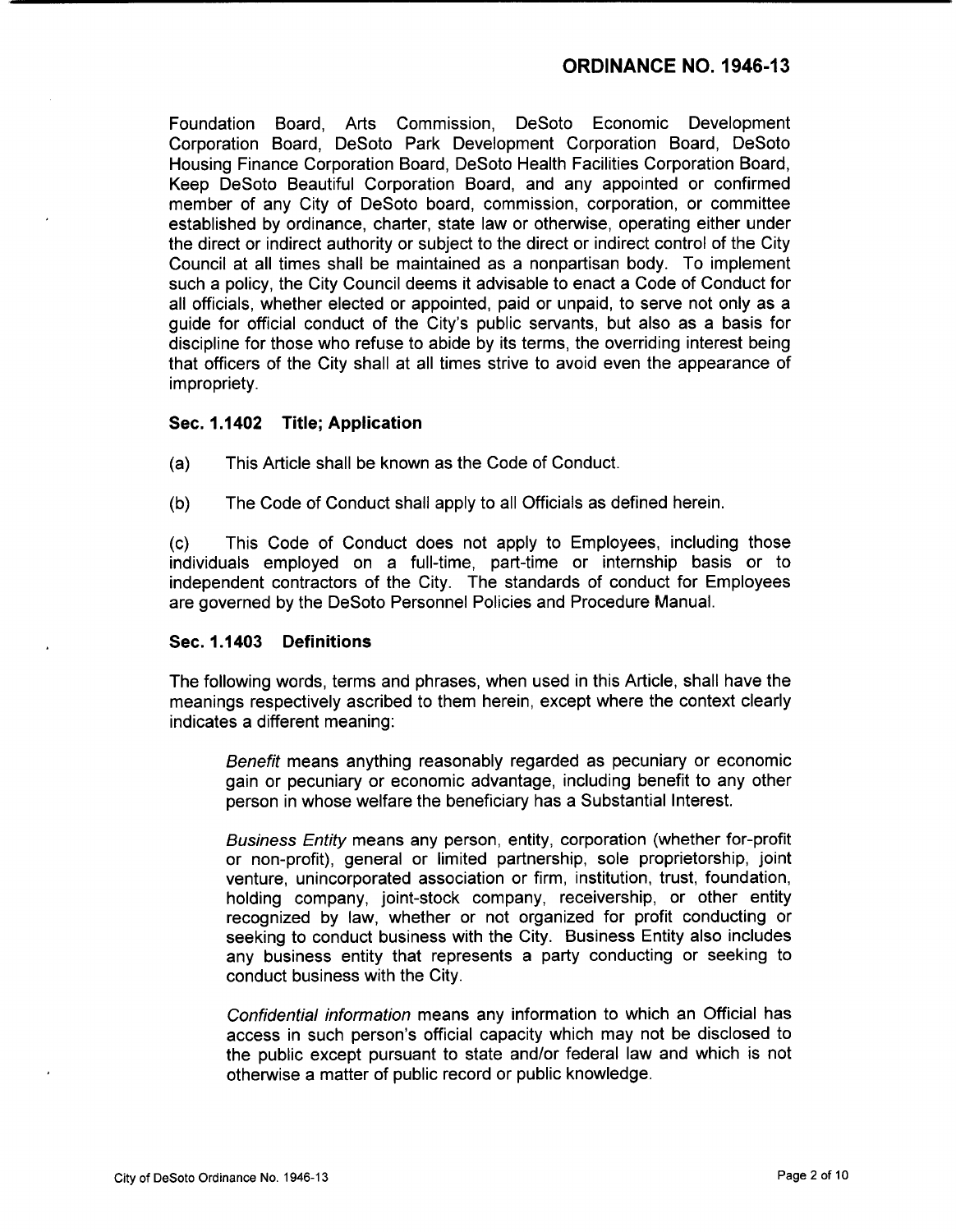Foundation Board, Arts Commission, DeSoto Economic Development Corporation Board, DeSoto Park Development Corporation Board, DeSoto Housing Finance Corporation Board, DeSoto Health Facilities Corporation Board, Keep DeSoto Beautiful Corporation Board, and any appointed or confirmed member of any City of DeSoto board, commission, corporation, or committee established by ordinance, charter, state law or otherwise, operating either under the direct or indirect authority or subject to the direct or indirect control of the City Council at all times shall be maintained as a nonpartisan body. To implement such a policy, the City Council deems it advisable to enact a Code of Conduct for all officials, whether elected or appointed, paid or unpaid, to serve not only as a guide for official conduct of the City's public servants, but also as a basis for discipline for those who refuse to abide by its terms, the overriding interest being that officers of the City shall at all times strive to avoid even the appearance of impropriety.

### Sec. 1.1402 Title; Application

(a) This Article shall be known as the Code of Conduct.

(b) The Code of Conduct shall apply to all Officials as defined herein.

(c) This Code of Conduct does not apply to Employees, including those individuals employed on a full-time, part-time or internship basis or to independent contractors of the City. The standards of conduct for Employees are governed by the DeSoto Personnel Policies and Procedure Manual.

### Sec. 1.1403 Definitions

The following words, terms and phrases, when used in this Article, shall have the meanings respectively ascribed to them herein, except where the context clearly indicates a different meaning:

*Benefit* means anything reasonably regarded as pecuniary or economic gain or pecuniary or economic advantage, including benefit to any other person in whose welfare the beneficiary has a Substantial Interest.

*Business Entity* means any person, entity, corporation (whether for-profit or non-profit), general or limited partnership, sole proprietorship, joint venture, unincorporated association or firm, institution, trust, foundation, holding company, joint-stock company, receivership, or other entity recognized by law, whether or not organized for profit conducting or seeking to conduct business with the City. Business Entity also includes any business entity that represents a party conducting or seeking to conduct business with the City.

*Confidential information* means any information to which an Official has access in such person's official capacity which may not be disclosed to the public except pursuant to state and/or federal law and which is not otherwise a matter of public record or public knowledge.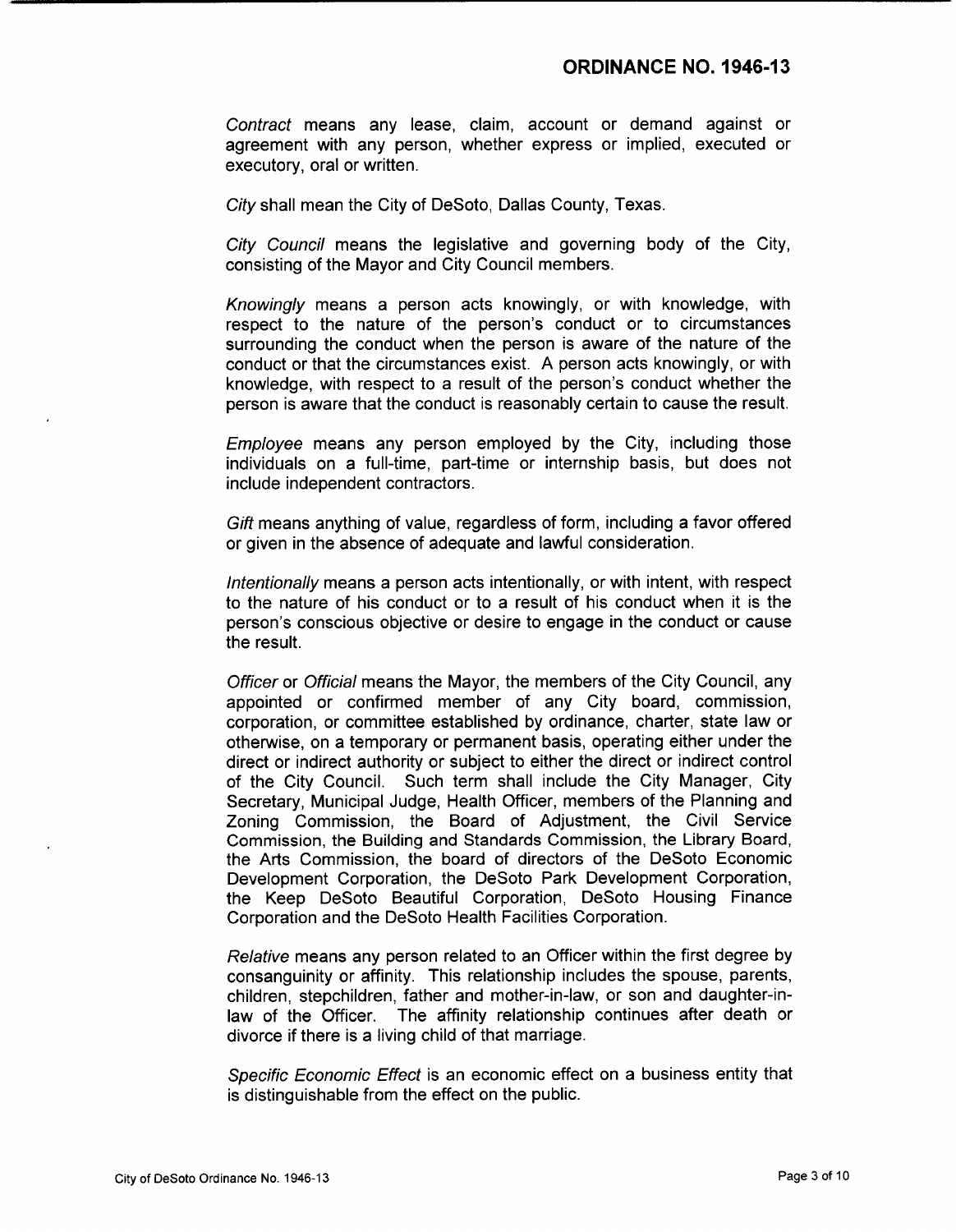*Contract* means any lease, claim, account or demand against or agreement with any person, whether express or implied, executed or executory, oral or written.

*City* shall mean the City of DeSoto, Dallas County, Texas.

*City Council* means the legislative and governing body of the City, consisting of the Mayor and City Council members.

*Knowingly* means a person acts knowingly, or with knowledge, with respect to the nature of the person's conduct or to circumstances surrounding the conduct when the person is aware of the nature of the conduct or that the circumstances exist. A person acts knowingly, or with knowledge, with respect to a result of the person's conduct whether the person is aware that the conduct is reasonably certain to cause the result.

*Employee* means any person employed by the City, including those individuals on a full-time, part-time or internship basis, but does not include independent contractors.

*Gift* means anything of value, regardless of form, including a favor offered or given in the absence of adequate and lawful consideration.

*Intentionally* means a person acts intentionally, or with intent, with respect to the nature of his conduct or to a result of his conduct when it is the person's conscious objective or desire to engage in the conduct or cause the result.

*Officer* or *Official* means the Mayor, the members of the City Council, any appointed or confirmed member of any City board, commission, corporation, or committee established by ordinance, charter, state law or otherwise, on a temporary or permanent basis, operating either under the direct or indirect authority or subject to either the direct or indirect control of the City Council. Such term shall include the City Manager, City Secretary, Municipal Judge, Health Officer, members of the Planning and Zoning Commission, the Board of Adjustment, the Civil Service Commission, the Building and Standards Commission, the Library Board, the Arts Commission, the board of directors of the DeSoto Economic Development Corporation, the DeSoto Park Development Corporation, the Keep DeSoto Beautiful Corporation, DeSoto Housing Finance Corporation and the DeSoto Health Facilities Corporation.

*Relative* means any person related to an Officer within the first degree by consanguinity or affinity. This relationship includes the spouse, parents, children, stepchildren, father and mother-in-law, or son and daughter-in-law of the Officer. The affinity relationship continues after death or divorce if there is a living child of that marriage.

*Specific Economic Effect* is an economic effect on a business entity that is distinguishable from the effect on the public.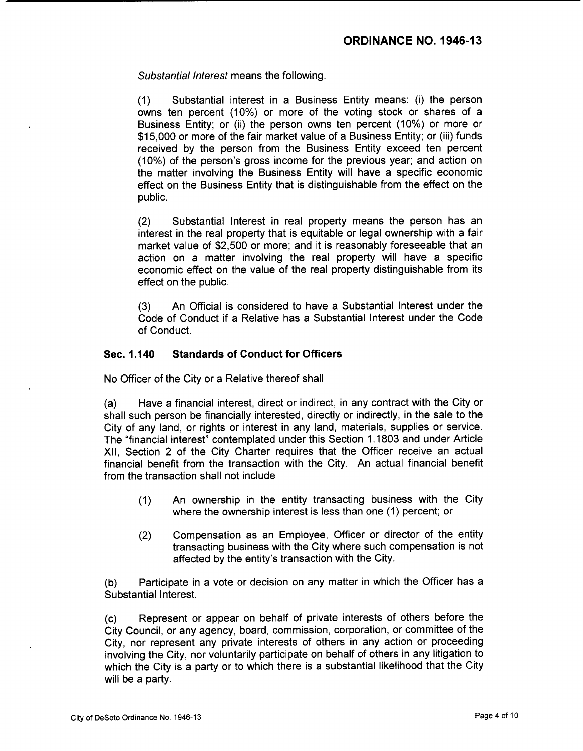*Substantial Interest* means the following.

(1) Substantial interest in a Business Entity means: (i) the person owns ten percent (10%) or more of the voting stock or shares of a Business Entity; or (ii) the person owns ten percent (10%) or more or $15,000 or more of the fair market value of a Business Entity; or (iii) funds received by the person from the Business Entity exceed ten percent (10%) of the person's gross income for the previous year; and action on the matter involving the Business Entity will have a specific economic effect on the Business Entity that is distinguishable from the effect on the public.

(2) Substantial Interest in real property means the person has an interest in the real property that is equitable or legal ownership with a fair market value of $2,500 or more; and it is reasonably foreseeable that an action on a matter involving the real property will have a specific economic effect on the value of the real property distinguishable from its effect on the public.

(3) An Official is considered to have a Substantial Interest under the Code of Conduct if a Relative has a Substantial Interest under the Code of Conduct.

### Sec. 1.140 Standards of Conduct for Officers

No Officer of the City or a Relative thereof shall

(a) Have a financial interest, direct or indirect, in any contract with the City or shall such person be financially interested, directly or indirectly, in the sale to the City of any land, or rights or interest in any land, materials, supplies or service. The "financial interest" contemplated under this Section 1.1803 and under Article XII, Section 2 of the City Charter requires that the Officer receive an actual financial benefit from the transaction with the City. An actual financial benefit from the transaction shall not include

> (1) An ownership in the entity transacting business with the City where the ownership interest is less than one (1) percent; or
>
> (2) Compensation as an Employee, Officer or director of the entity transacting business with the City where such compensation is not affected by the entity's transaction with the City.

(b) Participate in a vote or decision on any matter in which the Officer has a Substantial Interest.

(c) Represent or appear on behalf of private interests of others before the City Council, or any agency, board, commission, corporation, or committee of the City, nor represent any private interests of others in any action or proceeding involving the City, nor voluntarily participate on behalf of others in any litigation to which the City is a party or to which there is a substantial likelihood that the City will be a party.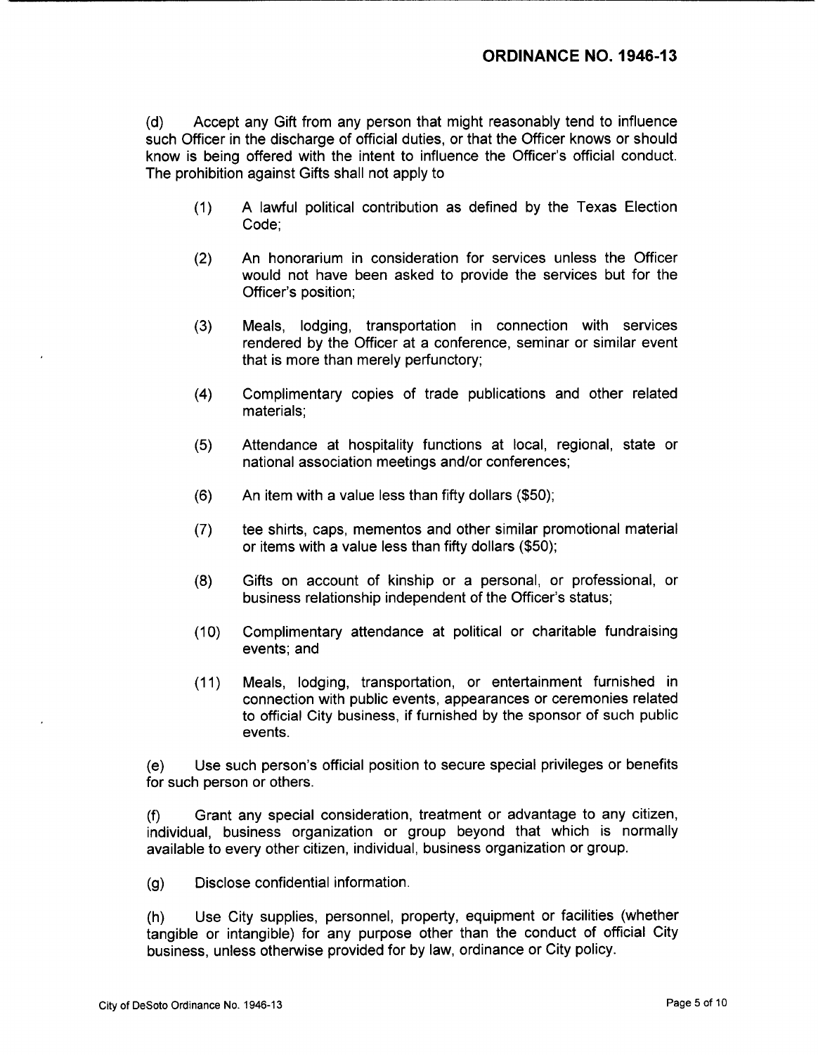(d) Accept any Gift from any person that might reasonably tend to influence such Officer in the discharge of official duties, or that the Officer knows or should know is being offered with the intent to influence the Officer's official conduct. The prohibition against Gifts shall not apply to

(1) A lawful political contribution as defined by the Texas Election Code;

(2) An honorarium in consideration for services unless the Officer would not have been asked to provide the services but for the Officer's position;

(3) Meals, lodging, transportation in connection with services rendered by the Officer at a conference, seminar or similar event that is more than merely perfunctory;

(4) Complimentary copies of trade publications and other related materials;

(5) Attendance at hospitality functions at local, regional, state or national association meetings and/or conferences;

(6) An item with a value less than fifty dollars ($50);

(7) tee shirts, caps, mementos and other similar promotional material or items with a value less than fifty dollars ($50);

(8) Gifts on account of kinship or a personal, or professional, or business relationship independent of the Officer's status;

(10) Complimentary attendance at political or charitable fundraising events; and

(11) Meals, lodging, transportation, or entertainment furnished in connection with public events, appearances or ceremonies related to official City business, if furnished by the sponsor of such public events.

(e) Use such person's official position to secure special privileges or benefits for such person or others.

(f) Grant any special consideration, treatment or advantage to any citizen, individual, business organization or group beyond that which is normally available to every other citizen, individual, business organization or group.

(g) Disclose confidential information.

(h) Use City supplies, personnel, property, equipment or facilities (whether tangible or intangible) for any purpose other than the conduct of official City business, unless otherwise provided for by law, ordinance or City policy.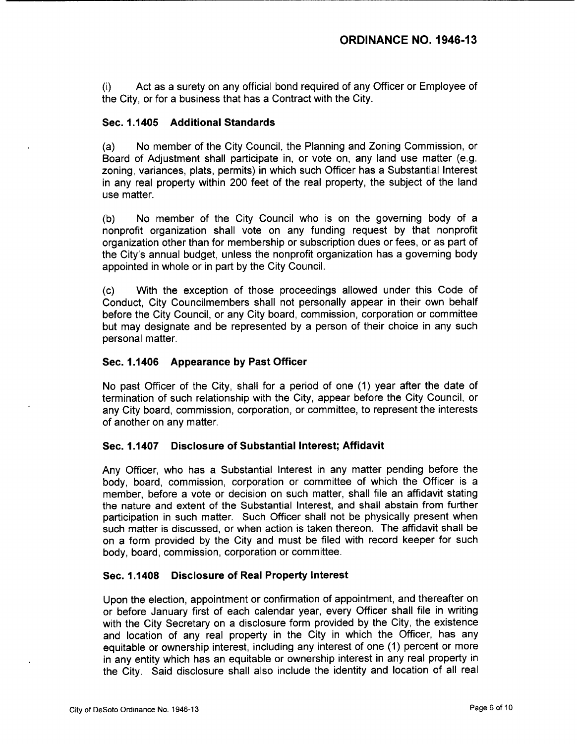(i) Act as a surety on any official bond required of any Officer or Employee of the City, or for a business that has a Contract with the City.

### Sec. 1.1405 Additional Standards

(a) No member of the City Council, the Planning and Zoning Commission, or Board of Adjustment shall participate in, or vote on, any land use matter (e.g. zoning, variances, plats, permits) in which such Officer has a Substantial Interest in any real property within 200 feet of the real property, the subject of the land use matter.

(b) No member of the City Council who is on the governing body of a nonprofit organization shall vote on any funding request by that nonprofit organization other than for membership or subscription dues or fees, or as part of the City's annual budget, unless the nonprofit organization has a governing body appointed in whole or in part by the City Council.

(c) With the exception of those proceedings allowed under this Code of Conduct, City Councilmembers shall not personally appear in their own behalf before the City Council, or any City board, commission, corporation or committee but may designate and be represented by a person of their choice in any such personal matter.

### Sec. 1.1406 Appearance by Past Officer

No past Officer of the City, shall for a period of one (1) year after the date of termination of such relationship with the City, appear before the City Council, or any City board, commission, corporation, or committee, to represent the interests of another on any matter.

### Sec. 1.1407 Disclosure of Substantial Interest; Affidavit

Any Officer, who has a Substantial Interest in any matter pending before the body, board, commission, corporation or committee of which the Officer is a member, before a vote or decision on such matter, shall file an affidavit stating the nature and extent of the Substantial Interest, and shall abstain from further participation in such matter. Such Officer shall not be physically present when such matter is discussed, or when action is taken thereon. The affidavit shall be on a form provided by the City and must be filed with record keeper for such body, board, commission, corporation or committee.

### Sec. 1.1408 Disclosure of Real Property Interest

Upon the election, appointment or confirmation of appointment, and thereafter on or before January first of each calendar year, every Officer shall file in writing with the City Secretary on a disclosure form provided by the City, the existence and location of any real property in the City in which the Officer, has any equitable or ownership interest, including any interest of one (1) percent or more in any entity which has an equitable or ownership interest in any real property in the City. Said disclosure shall also include the identity and location of all real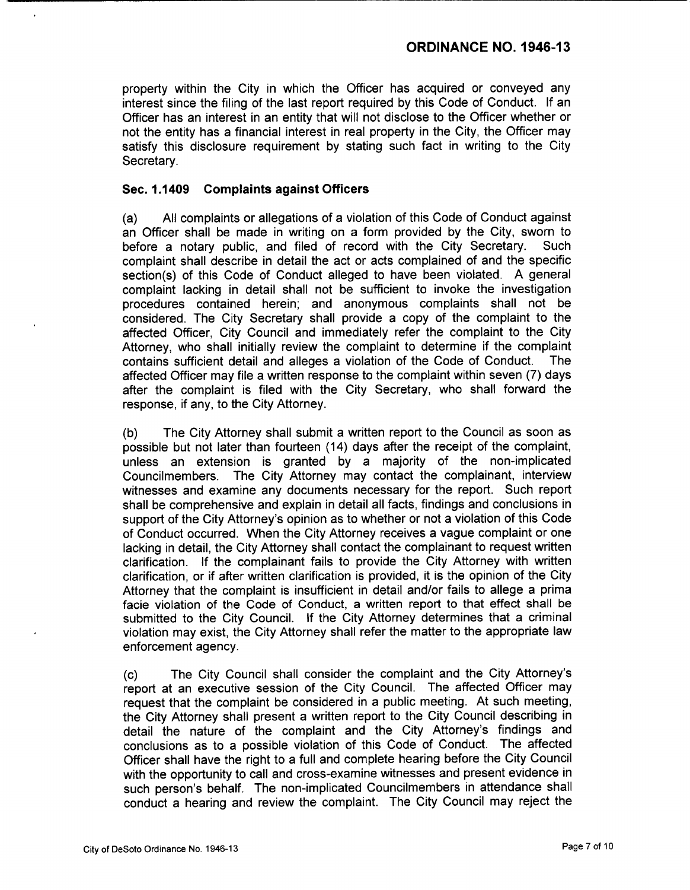property within the City in which the Officer has acquired or conveyed any interest since the filing of the last report required by this Code of Conduct. If an Officer has an interest in an entity that will not disclose to the Officer whether or not the entity has a financial interest in real property in the City, the Officer may satisfy this disclosure requirement by stating such fact in writing to the City Secretary.

### Sec. 1.1409 Complaints against Officers

(a) All complaints or allegations of a violation of this Code of Conduct against an Officer shall be made in writing on a form provided by the City, sworn to before a notary public, and filed of record with the City Secretary. Such complaint shall describe in detail the act or acts complained of and the specific section(s) of this Code of Conduct alleged to have been violated. A general complaint lacking in detail shall not be sufficient to invoke the investigation procedures contained herein; and anonymous complaints shall not be considered. The City Secretary shall provide a copy of the complaint to the affected Officer, City Council and immediately refer the complaint to the City Attorney, who shall initially review the complaint to determine if the complaint contains sufficient detail and alleges a violation of the Code of Conduct. The affected Officer may file a written response to the complaint within seven (7) days after the complaint is filed with the City Secretary, who shall forward the response, if any, to the City Attorney.

(b) The City Attorney shall submit a written report to the Council as soon as possible but not later than fourteen (14) days after the receipt of the complaint, unless an extension is granted by a majority of the non-implicated Councilmembers. The City Attorney may contact the complainant, interview witnesses and examine any documents necessary for the report. Such report shall be comprehensive and explain in detail all facts, findings and conclusions in support of the City Attorney's opinion as to whether or not a violation of this Code of Conduct occurred. When the City Attorney receives a vague complaint or one lacking in detail, the City Attorney shall contact the complainant to request written clarification. If the complainant fails to provide the City Attorney with written clarification, or if after written clarification is provided, it is the opinion of the City Attorney that the complaint is insufficient in detail and/or fails to allege a prima facie violation of the Code of Conduct, a written report to that effect shall be submitted to the City Council. If the City Attorney determines that a criminal violation may exist, the City Attorney shall refer the matter to the appropriate law enforcement agency.

(c) The City Council shall consider the complaint and the City Attorney's report at an executive session of the City Council. The affected Officer may request that the complaint be considered in a public meeting. At such meeting, the City Attorney shall present a written report to the City Council describing in detail the nature of the complaint and the City Attorney's findings and conclusions as to a possible violation of this Code of Conduct. The affected Officer shall have the right to a full and complete hearing before the City Council with the opportunity to call and cross-examine witnesses and present evidence in such person's behalf. The non-implicated Councilmembers in attendance shall conduct a hearing and review the complaint. The City Council may reject the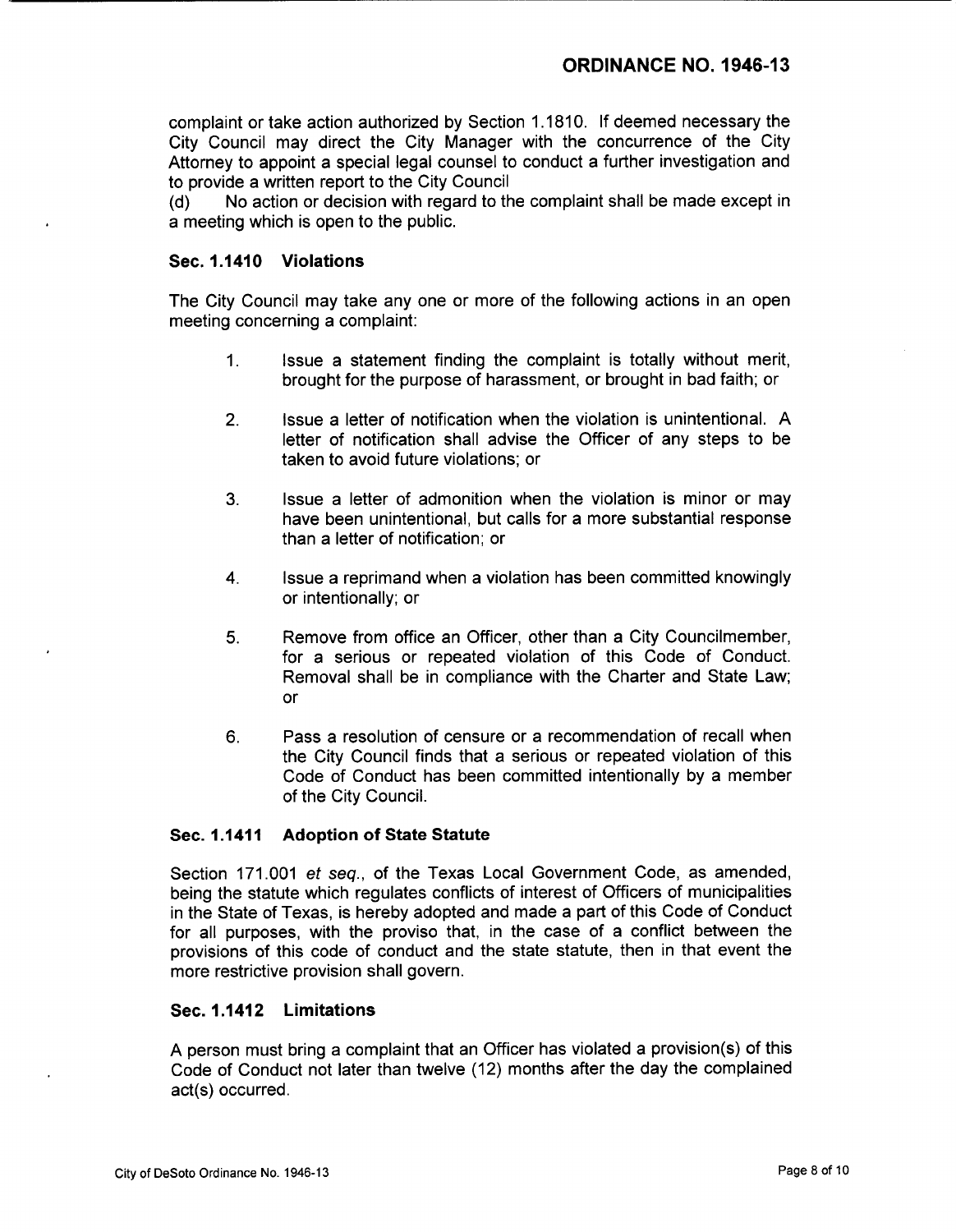complaint or take action authorized by Section 1.1810. If deemed necessary the City Council may direct the City Manager with the concurrence of the City Attorney to appoint a special legal counsel to conduct a further investigation and to provide a written report to the City Council

(d) No action or decision with regard to the complaint shall be made except in a meeting which is open to the public.

### Sec. 1.1410 Violations

The City Council may take any one or more of the following actions in an open meeting concerning a complaint:

1. Issue a statement finding the complaint is totally without merit, brought for the purpose of harassment, or brought in bad faith; or

2. Issue a letter of notification when the violation is unintentional. A letter of notification shall advise the Officer of any steps to be taken to avoid future violations; or

3. Issue a letter of admonition when the violation is minor or may have been unintentional, but calls for a more substantial response than a letter of notification; or

4. Issue a reprimand when a violation has been committed knowingly or intentionally; or

5. Remove from office an Officer, other than a City Councilmember, for a serious or repeated violation of this Code of Conduct. Removal shall be in compliance with the Charter and State Law; or

6. Pass a resolution of censure or a recommendation of recall when the City Council finds that a serious or repeated violation of this Code of Conduct has been committed intentionally by a member of the City Council.

### Sec. 1.1411 Adoption of State Statute

Section 171.001 *et seq.*, of the Texas Local Government Code, as amended, being the statute which regulates conflicts of interest of Officers of municipalities in the State of Texas, is hereby adopted and made a part of this Code of Conduct for all purposes, with the proviso that, in the case of a conflict between the provisions of this code of conduct and the state statute, then in that event the more restrictive provision shall govern.

### Sec. 1.1412 Limitations

A person must bring a complaint that an Officer has violated a provision(s) of this Code of Conduct not later than twelve (12) months after the day the complained act(s) occurred.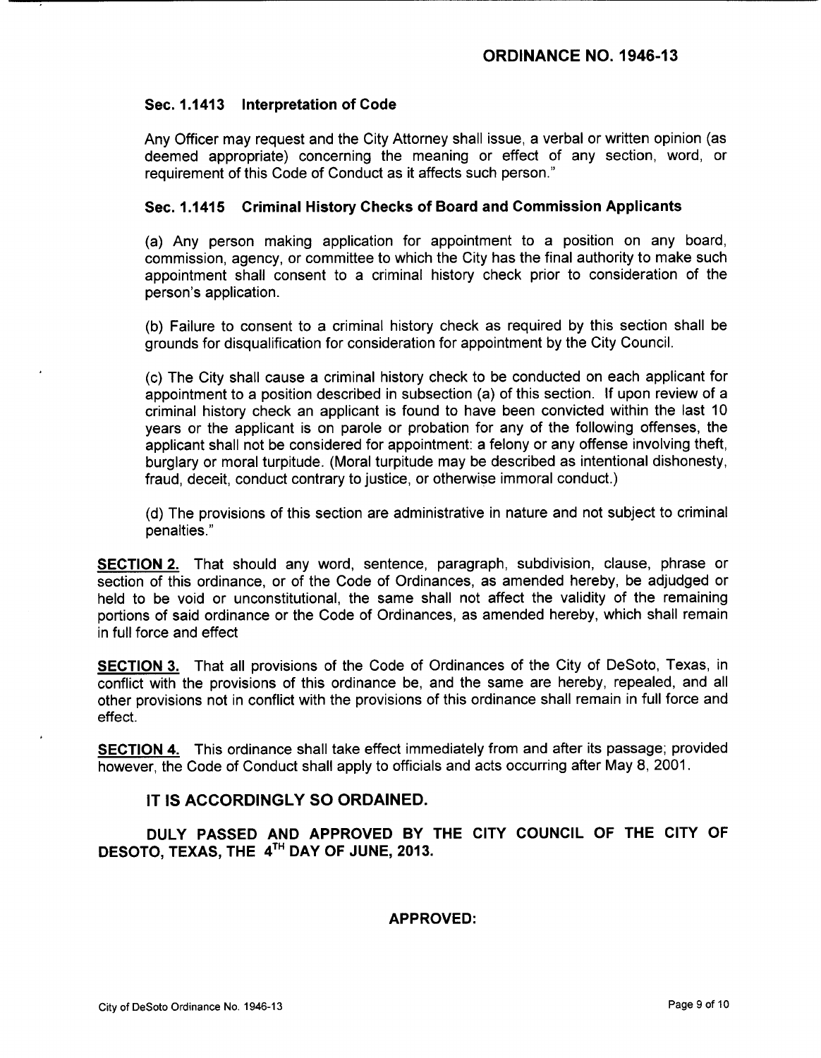## ORDINANCE NO. 1946-13

### Sec. 1.1413 Interpretation of Code

Any Officer may request and the City Attorney shall issue, a verbal or written opinion (as deemed appropriate) concerning the meaning or effect of any section, word, or requirement of this Code of Conduct as it affects such person."

### Sec. 1.1415 Criminal History Checks of Board and Commission Applicants

(a) Any person making application for appointment to a position on any board, commission, agency, or committee to which the City has the final authority to make such appointment shall consent to a criminal history check prior to consideration of the person's application.

(b) Failure to consent to a criminal history check as required by this section shall be grounds for disqualification for consideration for appointment by the City Council.

(c) The City shall cause a criminal history check to be conducted on each applicant for appointment to a position described in subsection (a) of this section. If upon review of a criminal history check an applicant is found to have been convicted within the last 10 years or the applicant is on parole or probation for any of the following offenses, the applicant shall not be considered for appointment: a felony or any offense involving theft, burglary or moral turpitude. (Moral turpitude may be described as intentional dishonesty, fraud, deceit, conduct contrary to justice, or otherwise immoral conduct.)

(d) The provisions of this section are administrative in nature and not subject to criminal penalties."

**SECTION 2.** That should any word, sentence, paragraph, subdivision, clause, phrase or section of this ordinance, or of the Code of Ordinances, as amended hereby, be adjudged or held to be void or unconstitutional, the same shall not affect the validity of the remaining portions of said ordinance or the Code of Ordinances, as amended hereby, which shall remain in full force and effect

**SECTION 3.** That all provisions of the Code of Ordinances of the City of DeSoto, Texas, in conflict with the provisions of this ordinance be, and the same are hereby, repealed, and all other provisions not in conflict with the provisions of this ordinance shall remain in full force and effect.

**SECTION 4.** This ordinance shall take effect immediately from and after its passage; provided however, the Code of Conduct shall apply to officials and acts occurring after May 8, 2001.

**IT IS ACCORDINGLY SO ORDAINED.**

**DULY PASSED AND APPROVED BY THE CITY COUNCIL OF THE CITY OF DESOTO, TEXAS, THE 4TH DAY OF JUNE, 2013.**

**APPROVED:**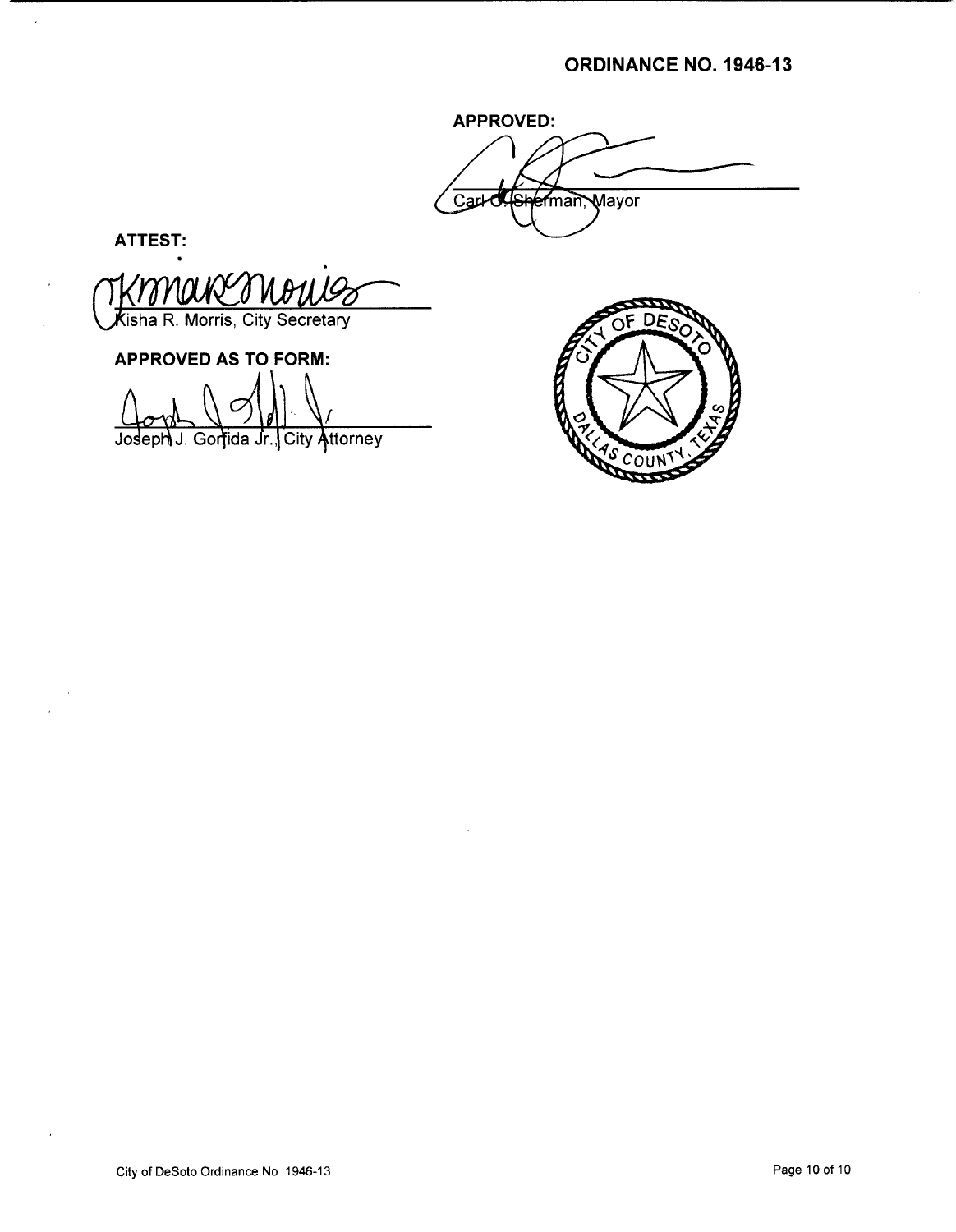**ORDINANCE NO. 1946-13**

**APPROVED:**

Carl O. Sherman, Mayor

**ATTEST:**

Kisha R. Morris, City Secretary

**APPROVED AS TO FORM:**

Joseph J. Gorfida Jr., City Attorney